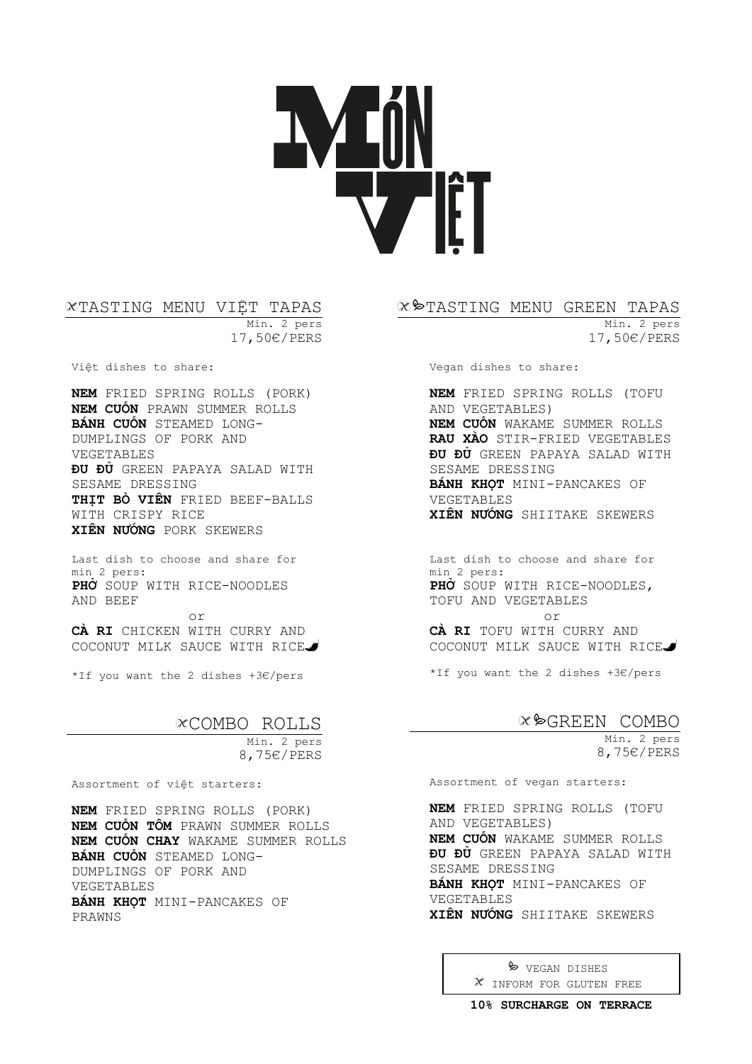# MÓN VIỆT

## TASTING MENU VIỆT TAPAS

Min. 2 pers
17,50€/PERS

Việt dishes to share:

**NEM** FRIED SPRING ROLLS (PORK)
**NEM CUỐN** PRAWN SUMMER ROLLS
**BÁNH CUỐN** STEAMED LONG-DUMPLINGS OF PORK AND VEGETABLES
**ĐU ĐỦ** GREEN PAPAYA SALAD WITH SESAME DRESSING
**THỊT BÒ VIÊN** FRIED BEEF-BALLS WITH CRISPY RICE
**XIÊN NƯỚNG** PORK SKEWERS

Last dish to choose and share for min 2 pers:
**PHỞ** SOUP WITH RICE-NOODLES AND BEEF
or
**CÀ RI** CHICKEN WITH CURRY AND COCONUT MILK SAUCE WITH RICE

*If you want the 2 dishes +3€/pers

## TASTING MENU GREEN TAPAS

Min. 2 pers
17,50€/PERS

Vegan dishes to share:

**NEM** FRIED SPRING ROLLS (TOFU AND VEGETABLES)
**NEM CUỐN** WAKAME SUMMER ROLLS
**RAU XÀO** STIR-FRIED VEGETABLES
**ĐU ĐỦ** GREEN PAPAYA SALAD WITH SESAME DRESSING
**BÁNH KHỌT** MINI-PANCAKES OF VEGETABLES
**XIÊN NƯỚNG** SHIITAKE SKEWERS

Last dish to choose and share for min 2 pers:
**PHỞ** SOUP WITH RICE-NOODLES, TOFU AND VEGETABLES
or
**CÀ RI** TOFU WITH CURRY AND COCONUT MILK SAUCE WITH RICE

*If you want the 2 dishes +3€/pers

## COMBO ROLLS

Min. 2 pers
8,75€/PERS

Assortment of việt starters:

**NEM** FRIED SPRING ROLLS (PORK)
**NEM CUỐN TÔM** PRAWN SUMMER ROLLS
**NEM CUỐN CHAY** WAKAME SUMMER ROLLS
**BÁNH CUỐN** STEAMED LONG-DUMPLINGS OF PORK AND VEGETABLES
**BÁNH KHỌT** MINI-PANCAKES OF PRAWNS

## GREEN COMBO

Min. 2 pers
8,75€/PERS

Assortment of vegan starters:

**NEM** FRIED SPRING ROLLS (TOFU AND VEGETABLES)
**NEM CUỐN** WAKAME SUMMER ROLLS
**ĐU ĐỦ** GREEN PAPAYA SALAD WITH SESAME DRESSING
**BÁNH KHỌT** MINI-PANCAKES OF VEGETABLES
**XIÊN NƯỚNG** SHIITAKE SKEWERS

VEGAN DISHES
INFORM FOR GLUTEN FREE

**10% SURCHARGE ON TERRACE**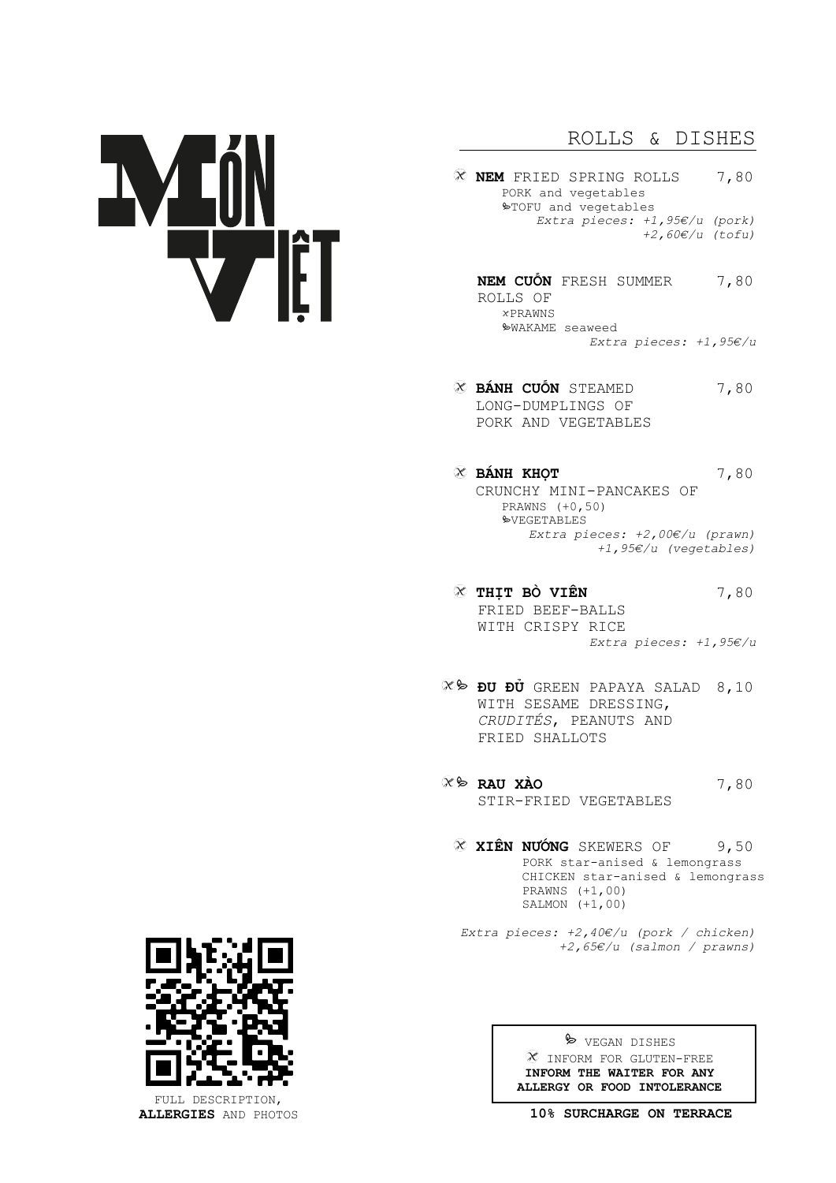# MÓN VIỆT

## ROLLS & DISHES

⚘ **NEM** FRIED SPRING ROLLS — 7,80
PORK and vegetables
🌱TOFU and vegetables
*Extra pieces: +1,95€/u (pork)*
*+2,60€/u (tofu)*

**NEM CUỐN** FRESH SUMMER ROLLS OF — 7,80
⚘PRAWNS
🌱WAKAME seaweed
*Extra pieces: +1,95€/u*

⚘ **BÁNH CUỐN** STEAMED LONG-DUMPLINGS OF PORK AND VEGETABLES — 7,80

⚘ **BÁNH KHỌT** — 7,80
CRUNCHY MINI-PANCAKES OF
PRAWNS (+0,50)
🌱VEGETABLES
*Extra pieces: +2,00€/u (prawn)*
*+1,95€/u (vegetables)*

⚘ **THỊT BÒ VIÊN** — 7,80
FRIED BEEF-BALLS WITH CRISPY RICE
*Extra pieces: +1,95€/u*

⚘🌱 **ĐU ĐỦ** GREEN PAPAYA SALAD WITH SESAME DRESSING, *CRUDITÉS*, PEANUTS AND FRIED SHALLOTS — 8,10

⚘🌱 **RAU XÀO** — 7,80
STIR-FRIED VEGETABLES

⚘ **XIÊN NƯỚNG** SKEWERS OF — 9,50
PORK star-anised & lemongrass
CHICKEN star-anised & lemongrass
PRAWNS (+1,00)
SALMON (+1,00)

*Extra pieces: +2,40€/u (pork / chicken)*
*+2,65€/u (salmon / prawns)*

🌱 VEGAN DISHES
⚘ INFORM FOR GLUTEN-FREE
**INFORM THE WAITER FOR ANY ALLERGY OR FOOD INTOLERANCE**

**10% SURCHARGE ON TERRACE**

FULL DESCRIPTION, **ALLERGIES** AND PHOTOS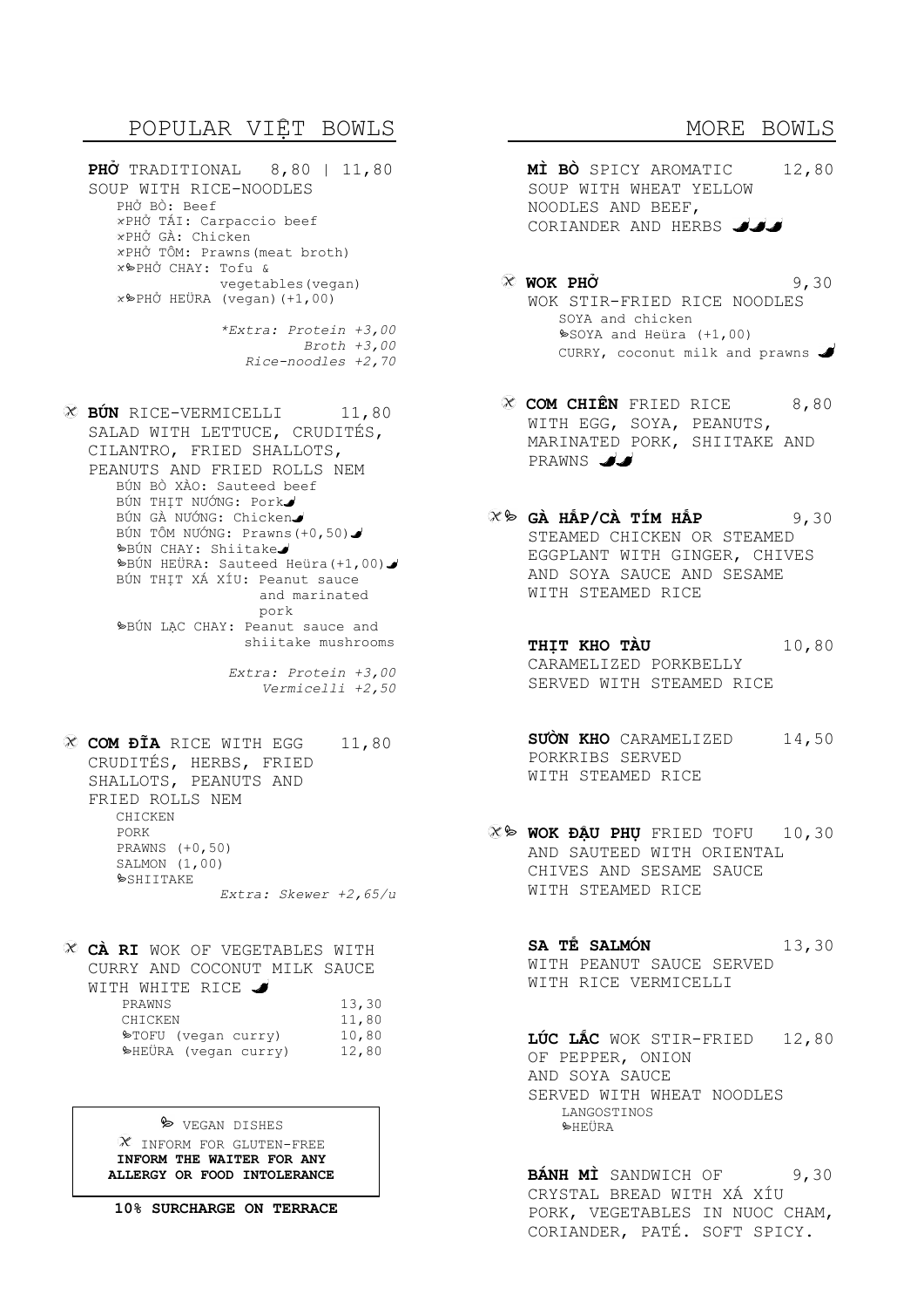## POPULAR VIỆT BOWLS

**PHỞ** TRADITIONAL 8,80 | 11,80
SOUP WITH RICE-NOODLES

- PHỞ BÒ: Beef
- ✗PHỞ TÁI: Carpaccio beef
- ✗PHỞ GÀ: Chicken
- ✗PHỞ TÔM: Prawns(meat broth)
- ✗🌱PHỞ CHAY: Tofu & vegetables(vegan)
- ✗🌱PHỞ HEÜRA (vegan)(+1,00)

*\*Extra: Protein +3,00*
*Broth +3,00*
*Rice-noodles +2,70*

✗ **BÚN** RICE-VERMICELLI 11,80
SALAD WITH LETTUCE, CRUDITÉS, CILANTRO, FRIED SHALLOTS, PEANUTS AND FRIED ROLLS NEM

- BÚN BÒ XÀO: Sauteed beef
- BÚN THỊT NƯỚNG: Pork 🌶
- BÚN GÀ NƯỚNG: Chicken 🌶
- BÚN TÔM NƯỚNG: Prawns(+0,50) 🌶
- 🌱BÚN CHAY: Shiitake 🌶
- 🌱BÚN HEÜRA: Sauteed Heüra(+1,00) 🌶
- BÚN THỊT XÁ XÍU: Peanut sauce and marinated pork
- 🌱BÚN LẠC CHAY: Peanut sauce and shiitake mushrooms

*Extra: Protein +3,00*
*Vermicelli +2,50*

✗ **COM ĐĨA** RICE WITH EGG 11,80
CRUDITÉS, HERBS, FRIED SHALLOTS, PEANUTS AND FRIED ROLLS NEM

- CHICKEN
- PORK
- PRAWNS (+0,50)
- SALMON (1,00)
- 🌱SHIITAKE

*Extra: Skewer +2,65/u*

✗ **CÀ RI** WOK OF VEGETABLES WITH CURRY AND COCONUT MILK SAUCE WITH WHITE RICE 🌶

| | |
|---|---|
| PRAWNS | 13,30 |
| CHICKEN | 11,80 |
| 🌱TOFU (vegan curry) | 10,80 |
| 🌱HEÜRA (vegan curry) | 12,80 |

🌱 VEGAN DISHES
✗ INFORM FOR GLUTEN-FREE
**INFORM THE WAITER FOR ANY ALLERGY OR FOOD INTOLERANCE**

**10% SURCHARGE ON TERRACE**

## MORE BOWLS

**MÌ BÒ** SPICY AROMATIC 12,80
SOUP WITH WHEAT YELLOW NOODLES AND BEEF, CORIANDER AND HERBS 🌶🌶🌶

✗ **WOK PHỞ** 9,30
WOK STIR-FRIED RICE NOODLES

- SOYA and chicken
- 🌱SOYA and Heüra (+1,00)
- CURRY, coconut milk and prawns 🌶

✗ **COM CHIÊN** FRIED RICE 8,80
WITH EGG, SOYA, PEANUTS, MARINATED PORK, SHIITAKE AND PRAWNS 🌶🌶

✗🌱 **GÀ HẤP/CÀ TÍM HẤP** 9,30
STEAMED CHICKEN OR STEAMED EGGPLANT WITH GINGER, CHIVES AND SOYA SAUCE AND SESAME WITH STEAMED RICE

**THỊT KHO TÀU** 10,80
CARAMELIZED PORKBELLY SERVED WITH STEAMED RICE

**SƯỜN KHO** CARAMELIZED 14,50
PORKRIBS SERVED WITH STEAMED RICE

✗🌱 **WOK ĐẬU PHỤ** FRIED TOFU 10,30
AND SAUTEED WITH ORIENTAL CHIVES AND SESAME SAUCE WITH STEAMED RICE

**SA TẾ SALMÓN** 13,30
WITH PEANUT SAUCE SERVED WITH RICE VERMICELLI

**LÚC LẮC** WOK STIR-FRIED 12,80
OF PEPPER, ONION AND SOYA SAUCE SERVED WITH WHEAT NOODLES

- LANGOSTINOS
- 🌱HEÜRA

**BÁNH MÌ** SANDWICH OF 9,30
CRYSTAL BREAD WITH XÁ XÍU PORK, VEGETABLES IN NUOC CHAM, CORIANDER, PATÉ. SOFT SPICY.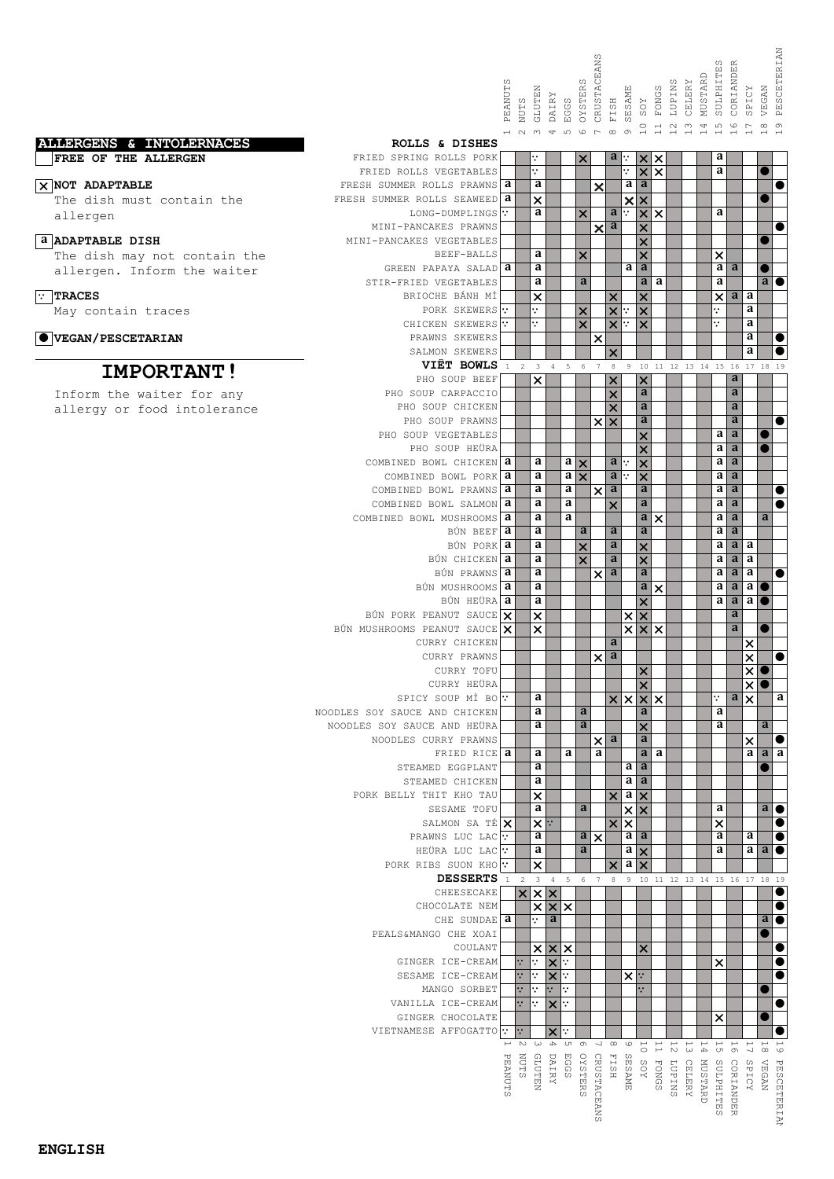## ALLERGENS & INTOLERNACES

FREE OF THE ALLERGEN

**X NOT ADAPTABLE**
The dish must contain the allergen

**a ADAPTABLE DISH**
The dish may not contain the allergen. Inform the waiter

**∵ TRACES**
May contain traces

**● VEGAN/PESCETARIAN**

# IMPORTANT!

Inform the waiter for any allergy or food intolerance

| ROLLS & DISHES | 1 PEANUTS | 2 NUTS | 3 GLUTEN | 4 DAIRY | 5 EGGS | 6 OYSTERS | 7 CRUSTACEANS | 8 FISH | 9 SESAME | 10 SOY | 11 FONGS | 12 LUPINS | 13 CELERY | 14 MUSTARD | 15 SULPHITES | 16 CORIANDER | 17 SPICY | 18 VEGAN | 19 PESCETERIAN |
|---|---|---|---|---|---|---|---|---|---|---|---|---|---|---|---|---|---|---|---|
| FRIED SPRING ROLLS PORK | | | ∵ | | | X | | a | ∵ | X | X | | | | a | | | | |
| FRIED ROLLS VEGETABLES | | | ∵ | | | | | | ∵ | X | X | | | | a | | | ● | |
| FRESH SUMMER ROLLS PRAWNS | a | | a | | | | X | | a | a | | | | | | | | | ● |
| FRESH SUMMER ROLLS SEAWEED | a | | X | | | | | | X | X | | | | | | | | ● | |
| LONG-DUMPLINGS | ∵ | | a | | | X | | a | ∵ | X | X | | | | a | | | | |
| MINI-PANCAKES PRAWNS | | | | | | | X | a | | X | | | | | | | | | ● |
| MINI-PANCAKES VEGETABLES | | | | | | | | | | X | | | | | | | | ● | |
| BEEF-BALLS | | | a | | | X | | | | X | | | | | X | | | | |
| GREEN PAPAYA SALAD | a | | a | | | | | | a | a | | | | | a | a | | ● | |
| STIR-FRIED VEGETABLES | | | a | | | a | | | | a | a | | | | a | | | a | ● |
| BRIOCHE BÁNH MÍ | | | X | | | | | X | | X | | | | | X | a | a | | |
| PORK SKEWERS | ∵ | | ∵ | | | X | | X | ∵ | X | | | | | ∵ | | a | | |
| CHICKEN SKEWERS | ∵ | | ∵ | | | X | | X | ∵ | X | | | | | ∵ | | a | | |
| PRAWNS SKEWERS | | | | | | | X | | | | | | | | | | a | | ● |
| SALMON SKEWERS | | | | | | | | X | | | | | | | | | a | | ● |
| **VIÊT BOWLS** | 1 | 2 | 3 | 4 | 5 | 6 | 7 | 8 | 9 | 10 | 11 | 12 | 13 | 14 | 15 | 16 | 17 | 18 | 19 |
| PHO SOUP BEEF | | | X | | | | | X | | X | | | | | | a | | | |
| PHO SOUP CARPACCIO | | | | | | | | X | | a | | | | | | a | | | |
| PHO SOUP CHICKEN | | | | | | | | X | | a | | | | | | a | | | |
| PHO SOUP PRAWNS | | | | | | | X | X | | a | | | | | | a | | | ● |
| PHO SOUP VEGETABLES | | | | | | | | | | X | | | | | a | a | | ● | |
| PHO SOUP HEÜRA | | | | | | | | | | X | | | | | a | a | | ● | |
| COMBINED BOWL CHICKEN | a | | a | | a | X | | a | ∵ | X | | | | | a | a | | | |
| COMBINED BOWL PORK | a | | a | | a | X | | a | ∵ | X | | | | | a | a | | | |
| COMBINED BOWL PRAWNS | a | | a | | a | | X | a | | a | | | | | a | a | | | ● |
| COMBINED BOWL SALMON | a | | a | | a | | | X | | a | | | | | a | a | | | ● |
| COMBINED BOWL MUSHROOMS | a | | a | | a | | | | | a | X | | | | a | a | | a | |
| BÚN BEEF | a | | a | | | a | | a | | a | | | | | a | a | | | |
| BÚN PORK | a | | a | | | X | | a | | X | | | | | a | a | a | | |
| BÚN CHICKEN | a | | a | | | X | | a | | X | | | | | a | a | a | | |
| BÚN PRAWNS | a | | a | | | | X | a | | a | | | | | a | a | a | | ● |
| BÚN MUSHROOMS | a | | a | | | | | | | a | X | | | | a | a | a | ● | |
| BÚN HEÜRA | a | | a | | | | | | | X | | | | | a | a | a | ● | |
| BÚN PORK PEANUT SAUCE | X | | X | | | | | | X | X | | | | | | a | | | |
| BÚN MUSHROOMS PEANUT SAUCE | X | | X | | | | | | X | X | X | | | | | a | | ● | |
| CURRY CHICKEN | | | | | | | | a | | | | | | | | | X | | |
| CURRY PRAWNS | | | | | | | X | a | | | | | | | | | X | | ● |
| CURRY TOFU | | | | | | | | | | X | | | | | | | X | ● | |
| CURRY HEÜRA | | | | | | | | | | X | | | | | | | X | ● | |
| SPICY SOUP MÌ BO | ∵ | | a | | | | | X | X | X | X | | | | ∵ | a | X | | a |
| NOODLES SOY SAUCE AND CHICKEN | | | a | | | a | | | | a | | | | | a | | | | |
| NOODLES SOY SAUCE AND HEÜRA | | | a | | | a | | | | X | | | | | a | | | a | |
| NOODLES CURRY PRAWNS | | | | | | | X | a | | a | | | | | | | X | | ● |
| FRIED RICE | a | | a | | a | | a | | | a | a | | | | | | a | a | a |
| STEAMED EGGPLANT | | | a | | | | | | a | a | | | | | | | | ● | |
| STEAMED CHICKEN | | | a | | | | | | a | a | | | | | | | | | |
| PORK BELLY THIT KHO TAU | | | X | | | | | X | a | X | | | | | | | | | |
| SESAME TOFU | | | a | | | a | | | X | X | | | | | a | | | a | ● |
| SALMON SA TÉ | X | | X | ∵ | | | | X | X | | | | | | X | | | | ● |
| PRAWNS LUC LAC | ∵ | | a | | | a | X | | a | a | | | | | a | | a | | ● |
| HEÜRA LUC LAC | ∵ | | a | | | a | | | a | X | | | | | a | | a | a | ● |
| PORK RIBS SUON KHO | ∵ | | X | | | | | X | a | X | | | | | | | | | |
| **DESSERTS** | 1 | 2 | 3 | 4 | 5 | 6 | 7 | 8 | 9 | 10 | 11 | 12 | 13 | 14 | 15 | 16 | 17 | 18 | 19 |
| CHEESECAKE | | X | X | X | | | | | | | | | | | | | | | ● |
| CHOCOLATE NEM | | | X | X | X | | | | | | | | | | | | | | ● |
| CHE SUNDAE | a | | ∵ | a | | | | | | | | | | | | | | a | ● |
| PEALS&MANGO CHE XOAI | | | | | | | | | | | | | | | | | | ● | |
| COULANT | | | X | X | X | | | | | X | | | | | | | | | ● |
| GINGER ICE-CREAM | | ∵ | ∵ | X | ∵ | | | | | | | | | | X | | | | ● |
| SESAME ICE-CREAM | | ∵ | ∵ | X | ∵ | | | | X | ∵ | | | | | | | | | ● |
| MANGO SORBET | | ∵ | ∵ | ∵ | ∵ | | | | | ∵ | | | | | | | | ● | |
| VANILLA ICE-CREAM | | ∵ | ∵ | X | ∵ | | | | | | | | | | | | | | ● |
| GINGER CHOCOLATE | | | | | | | | | | | | | | | X | | | ● | |
| VIETNAMESE AFFOGATTO | ∵ | ∵ | | X | ∵ | | | | | | | | | | | | | | ● |

**ENGLISH**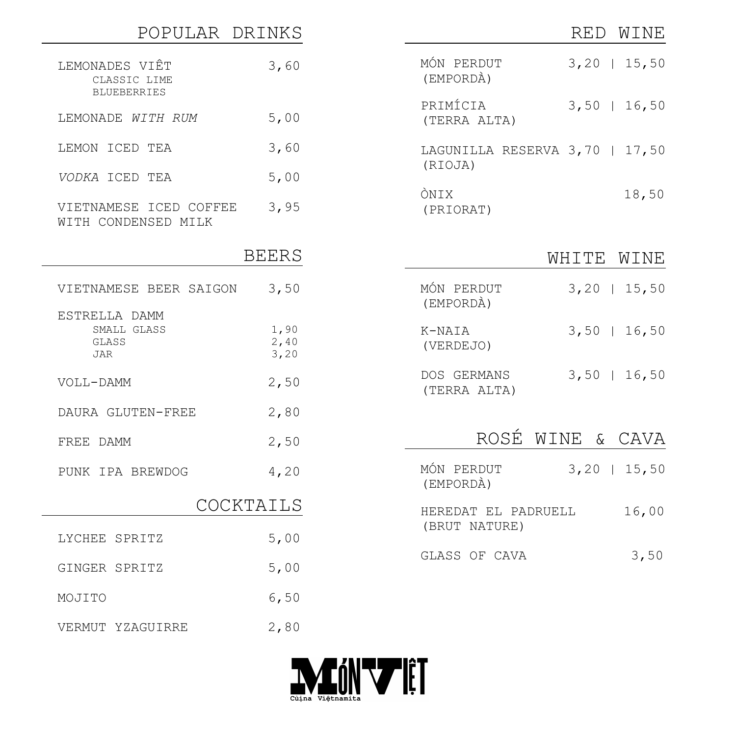## POPULAR DRINKS

| | |
|---|---|
| LEMONADES VIÊT<br>CLASSIC LIME<br>BLUEBERRIES | 3,60 |
| LEMONADE *WITH RUM* | 5,00 |
| LEMON ICED TEA | 3,60 |
| *VODKA* ICED TEA | 5,00 |
| VIETNAMESE ICED COFFEE WITH CONDENSED MILK | 3,95 |

## BEERS

| | |
|---|---|
| VIETNAMESE BEER SAIGON | 3,50 |
| ESTRELLA DAMM | |
| SMALL GLASS | 1,90 |
| GLASS | 2,40 |
| JAR | 3,20 |
| VOLL-DAMM | 2,50 |
| DAURA GLUTEN-FREE | 2,80 |
| FREE DAMM | 2,50 |
| PUNK IPA BREWDOG | 4,20 |

## COCKTAILS

| | |
|---|---|
| LYCHEE SPRITZ | 5,00 |
| GINGER SPRITZ | 5,00 |
| MOJITO | 6,50 |
| VERMUT YZAGUIRRE | 2,80 |

## RED WINE

| | |
|---|---|
| MÓN PERDUT (EMPORDÀ) | 3,20 \| 15,50 |
| PRIMÍCIA (TERRA ALTA) | 3,50 \| 16,50 |
| LAGUNILLA RESERVA (RIOJA) | 3,70 \| 17,50 |
| ÒNIX (PRIORAT) | 18,50 |

## WHITE WINE

| | |
|---|---|
| MÓN PERDUT (EMPORDÀ) | 3,20 \| 15,50 |
| K-NAIA (VERDEJO) | 3,50 \| 16,50 |
| DOS GERMANS (TERRA ALTA) | 3,50 \| 16,50 |

## ROSÉ WINE & CAVA

| | |
|---|---|
| MÓN PERDUT (EMPORDÀ) | 3,20 \| 15,50 |
| HEREDAT EL PADRUELL (BRUT NATURE) | 16,00 |
| GLASS OF CAVA | 3,50 |

MÓN VIỆT
Cuina Viêtnamita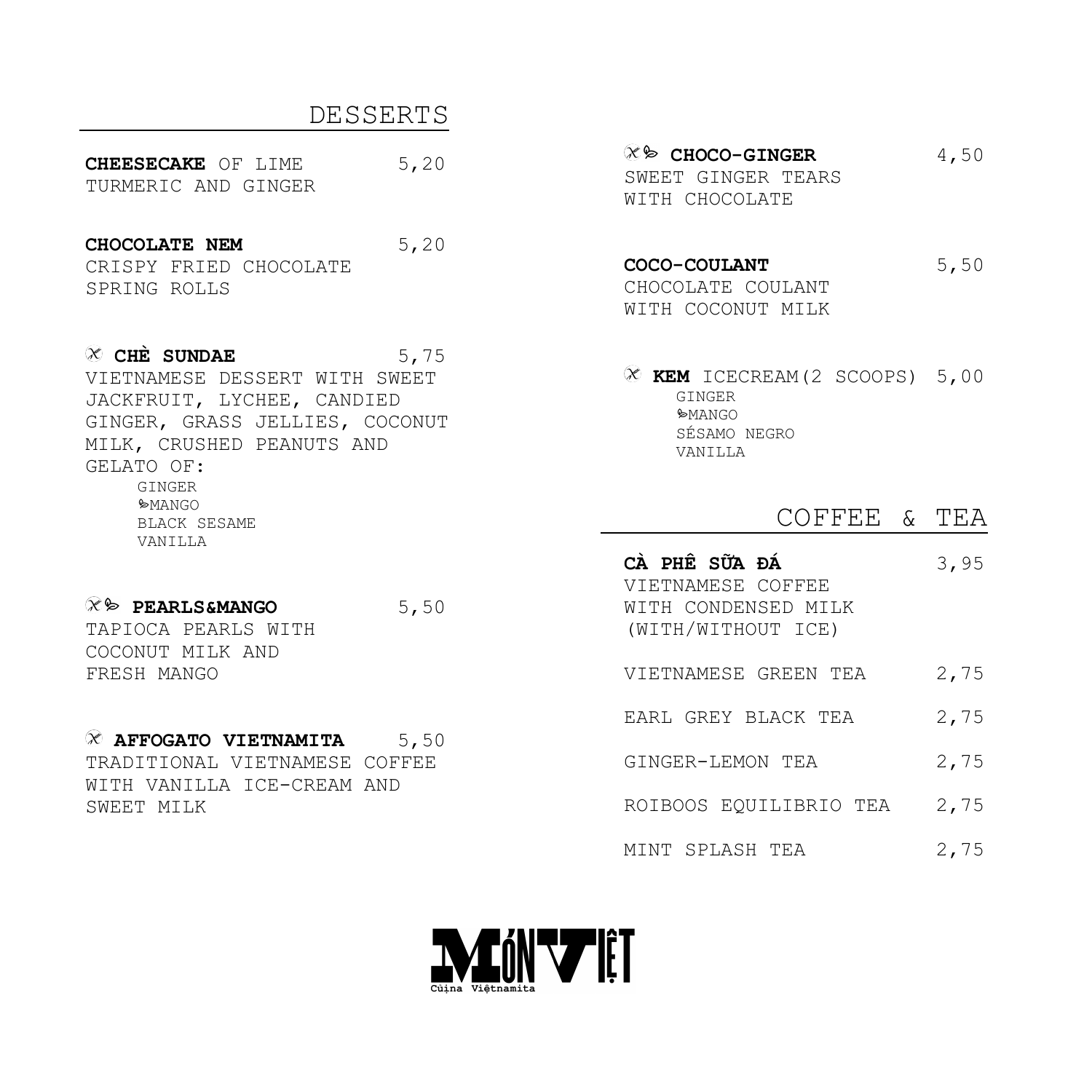## DESSERTS

**CHEESECAKE** OF LIME TURMERIC AND GINGER — 5,20

**CHOCOLATE NEM** — 5,20
CRISPY FRIED CHOCOLATE SPRING ROLLS

**CHÈ SUNDAE** — 5,75
VIETNAMESE DESSERT WITH SWEET JACKFRUIT, LYCHEE, CANDIED GINGER, GRASS JELLIES, COCONUT MILK, CRUSHED PEANUTS AND GELATO OF:
- GINGER
- MANGO
- BLACK SESAME
- VANILLA

**PEARLS&MANGO** — 5,50
TAPIOCA PEARLS WITH COCONUT MILK AND FRESH MANGO

**AFFOGATO VIETNAMITA** — 5,50
TRADITIONAL VIETNAMESE COFFEE WITH VANILLA ICE-CREAM AND SWEET MILK

**CHOCO-GINGER** — 4,50
SWEET GINGER TEARS WITH CHOCOLATE

**COCO-COULANT** — 5,50
CHOCOLATE COULANT WITH COCONUT MILK

**KEM** ICECREAM(2 SCOOPS) — 5,00
- GINGER
- MANGO
- SÉSAMO NEGRO
- VANILLA

## COFFEE & TEA

**CÀ PHÊ SỮA ĐÁ** — 3,95
VIETNAMESE COFFEE WITH CONDENSED MILK (WITH/WITHOUT ICE)

VIETNAMESE GREEN TEA — 2,75

EARL GREY BLACK TEA — 2,75

GINGER-LEMON TEA — 2,75

ROIBOOS EQUILIBRIO TEA — 2,75

MINT SPLASH TEA — 2,75

MÓN VIỆT
Cùina Viêtnamita